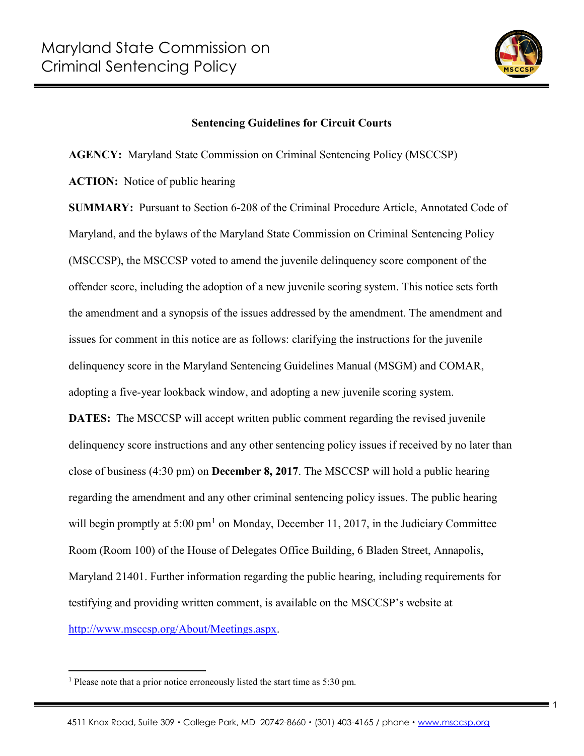# Maryland State Commission on Criminal Sentencing Policy

**Sentencing Guidelines for Circuit Courts**

**AGENCY:** Maryland State Commission on Criminal Sentencing Policy (MSCCSP)

**ACTION:** Notice of public hearing

**SUMMARY:** Pursuant to Section 6-208 of the Criminal Procedure Article, Annotated Code of Maryland, and the bylaws of the Maryland State Commission on Criminal Sentencing Policy (MSCCSP), the MSCCSP voted to amend the juvenile delinquency score component of the offender score, including the adoption of a new juvenile scoring system. This notice sets forth the amendment and a synopsis of the issues addressed by the amendment. The amendment and issues for comment in this notice are as follows: clarifying the instructions for the juvenile delinquency score in the Maryland Sentencing Guidelines Manual (MSGM) and COMAR, adopting a five-year lookback window, and adopting a new juvenile scoring system.

**DATES:** The MSCCSP will accept written public comment regarding the revised juvenile delinquency score instructions and any other sentencing policy issues if received by no later than close of business (4:30 pm) on **December 8, 2017**. The MSCCSP will hold a public hearing regarding the amendment and any other criminal sentencing policy issues. The public hearing will begin promptly at 5:00 pm[1] on Monday, December 11, 2017, in the Judiciary Committee Room (Room 100) of the House of Delegates Office Building, 6 Bladen Street, Annapolis, Maryland 21401. Further information regarding the public hearing, including requirements for testifying and providing written comment, is available on the MSCCSP's website at http://www.msccsp.org/About/Meetings.aspx.

[1] Please note that a prior notice erroneously listed the start time as 5:30 pm.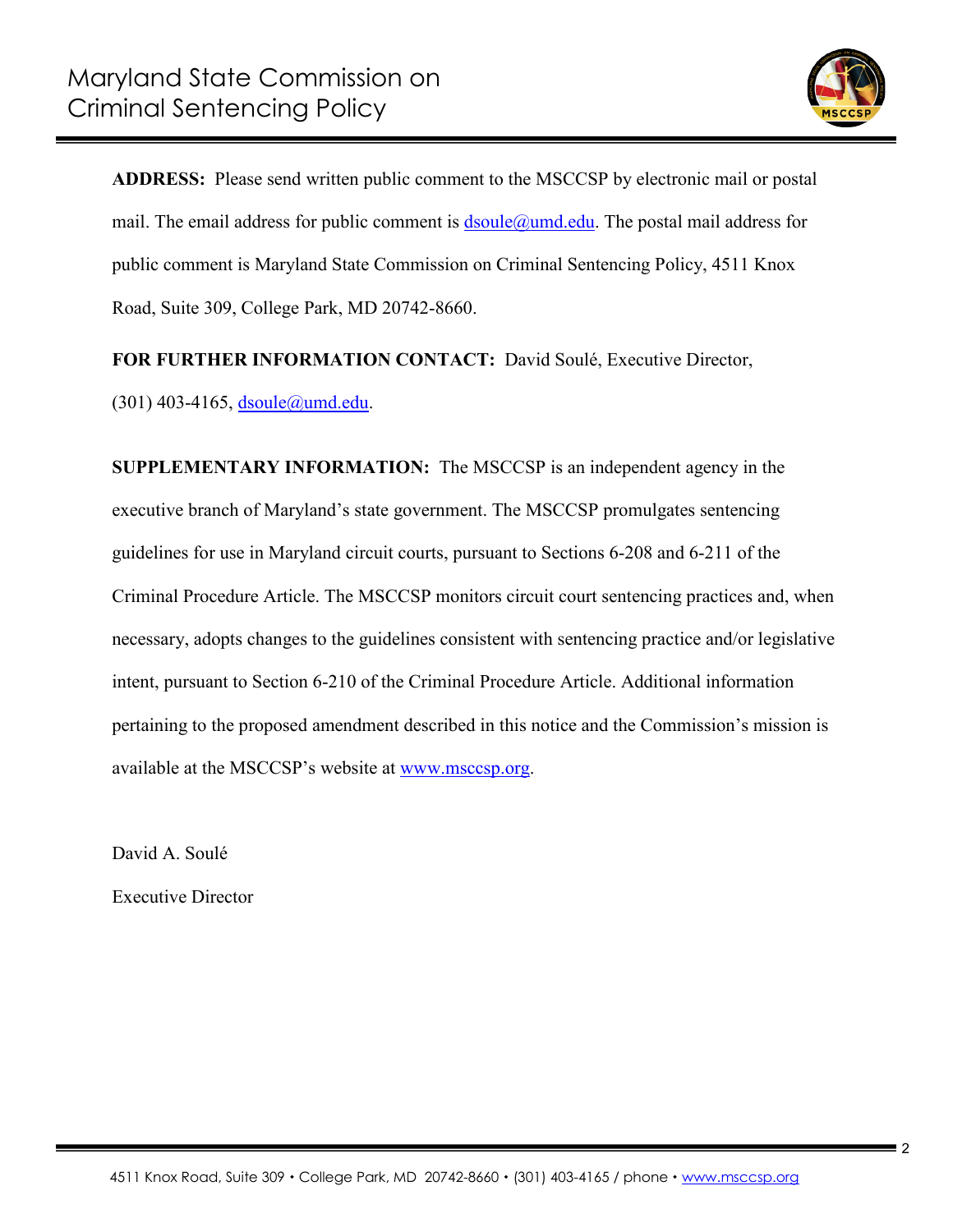**ADDRESS:** Please send written public comment to the MSCCSP by electronic mail or postal mail. The email address for public comment is dsoule@umd.edu. The postal mail address for public comment is Maryland State Commission on Criminal Sentencing Policy, 4511 Knox Road, Suite 309, College Park, MD 20742-8660.

**FOR FURTHER INFORMATION CONTACT:** David Soulé, Executive Director, (301) 403-4165, dsoule@umd.edu.

**SUPPLEMENTARY INFORMATION:** The MSCCSP is an independent agency in the executive branch of Maryland's state government. The MSCCSP promulgates sentencing guidelines for use in Maryland circuit courts, pursuant to Sections 6-208 and 6-211 of the Criminal Procedure Article. The MSCCSP monitors circuit court sentencing practices and, when necessary, adopts changes to the guidelines consistent with sentencing practice and/or legislative intent, pursuant to Section 6-210 of the Criminal Procedure Article. Additional information pertaining to the proposed amendment described in this notice and the Commission's mission is available at the MSCCSP's website at www.msccsp.org.

David A. Soulé

Executive Director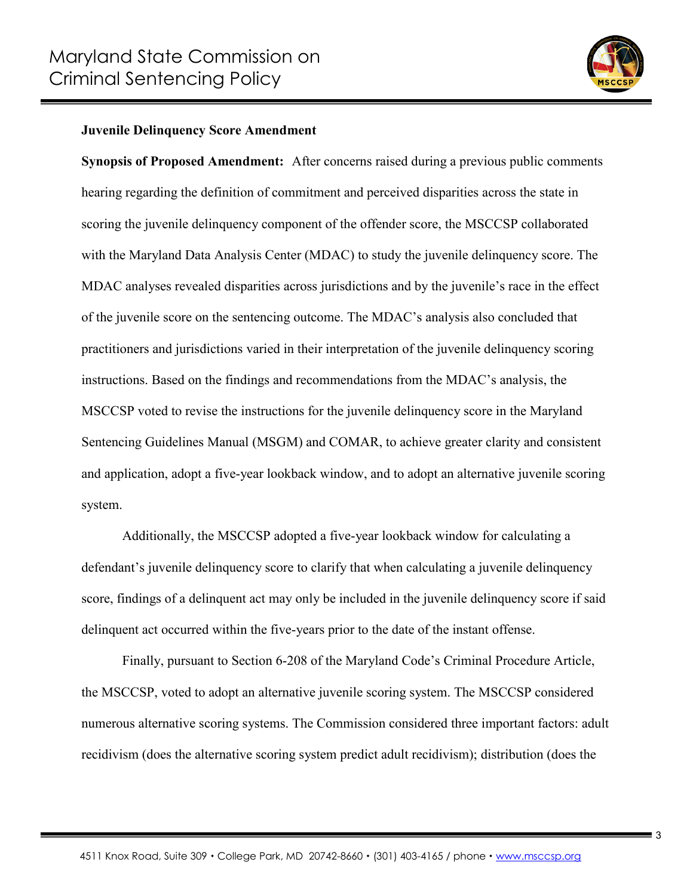**Juvenile Delinquency Score Amendment**

**Synopsis of Proposed Amendment:** After concerns raised during a previous public comments hearing regarding the definition of commitment and perceived disparities across the state in scoring the juvenile delinquency component of the offender score, the MSCCSP collaborated with the Maryland Data Analysis Center (MDAC) to study the juvenile delinquency score. The MDAC analyses revealed disparities across jurisdictions and by the juvenile's race in the effect of the juvenile score on the sentencing outcome. The MDAC's analysis also concluded that practitioners and jurisdictions varied in their interpretation of the juvenile delinquency scoring instructions. Based on the findings and recommendations from the MDAC's analysis, the MSCCSP voted to revise the instructions for the juvenile delinquency score in the Maryland Sentencing Guidelines Manual (MSGM) and COMAR, to achieve greater clarity and consistent and application, adopt a five-year lookback window, and to adopt an alternative juvenile scoring system.

Additionally, the MSCCSP adopted a five-year lookback window for calculating a defendant's juvenile delinquency score to clarify that when calculating a juvenile delinquency score, findings of a delinquent act may only be included in the juvenile delinquency score if said delinquent act occurred within the five-years prior to the date of the instant offense.

Finally, pursuant to Section 6-208 of the Maryland Code's Criminal Procedure Article, the MSCCSP, voted to adopt an alternative juvenile scoring system. The MSCCSP considered numerous alternative scoring systems. The Commission considered three important factors: adult recidivism (does the alternative scoring system predict adult recidivism); distribution (does the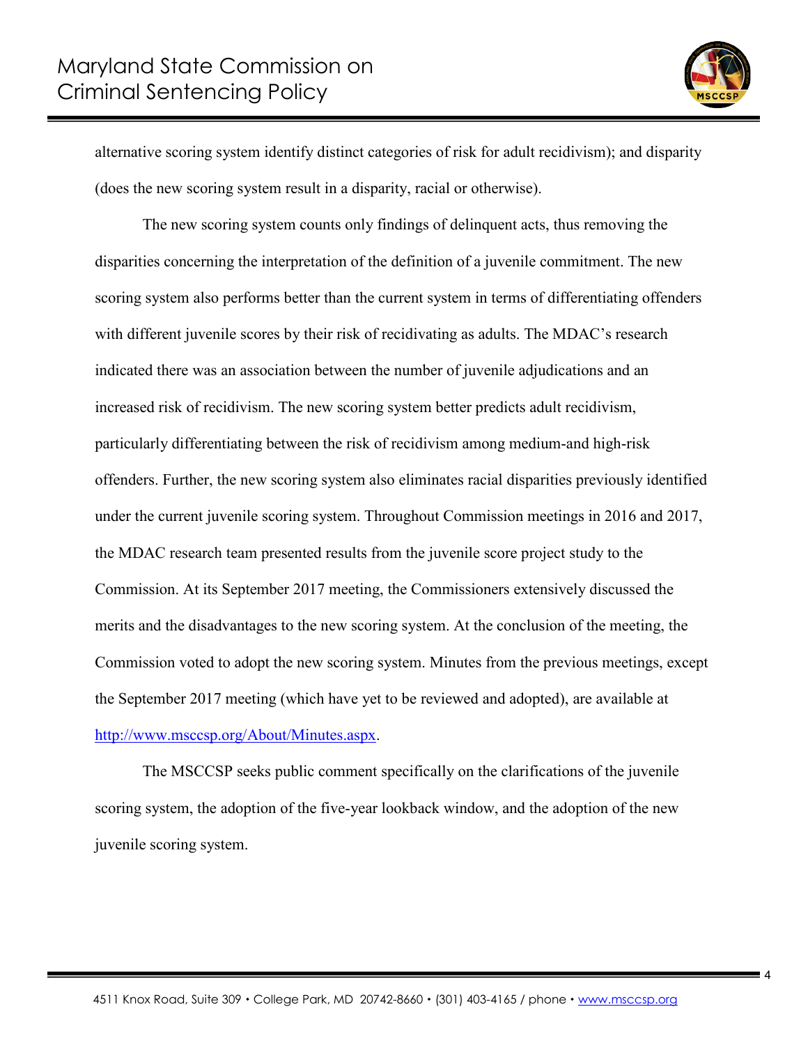alternative scoring system identify distinct categories of risk for adult recidivism); and disparity (does the new scoring system result in a disparity, racial or otherwise).

The new scoring system counts only findings of delinquent acts, thus removing the disparities concerning the interpretation of the definition of a juvenile commitment. The new scoring system also performs better than the current system in terms of differentiating offenders with different juvenile scores by their risk of recidivating as adults. The MDAC's research indicated there was an association between the number of juvenile adjudications and an increased risk of recidivism. The new scoring system better predicts adult recidivism, particularly differentiating between the risk of recidivism among medium-and high-risk offenders. Further, the new scoring system also eliminates racial disparities previously identified under the current juvenile scoring system. Throughout Commission meetings in 2016 and 2017, the MDAC research team presented results from the juvenile score project study to the Commission. At its September 2017 meeting, the Commissioners extensively discussed the merits and the disadvantages to the new scoring system. At the conclusion of the meeting, the Commission voted to adopt the new scoring system. Minutes from the previous meetings, except the September 2017 meeting (which have yet to be reviewed and adopted), are available at http://www.msccsp.org/About/Minutes.aspx.

The MSCCSP seeks public comment specifically on the clarifications of the juvenile scoring system, the adoption of the five-year lookback window, and the adoption of the new juvenile scoring system.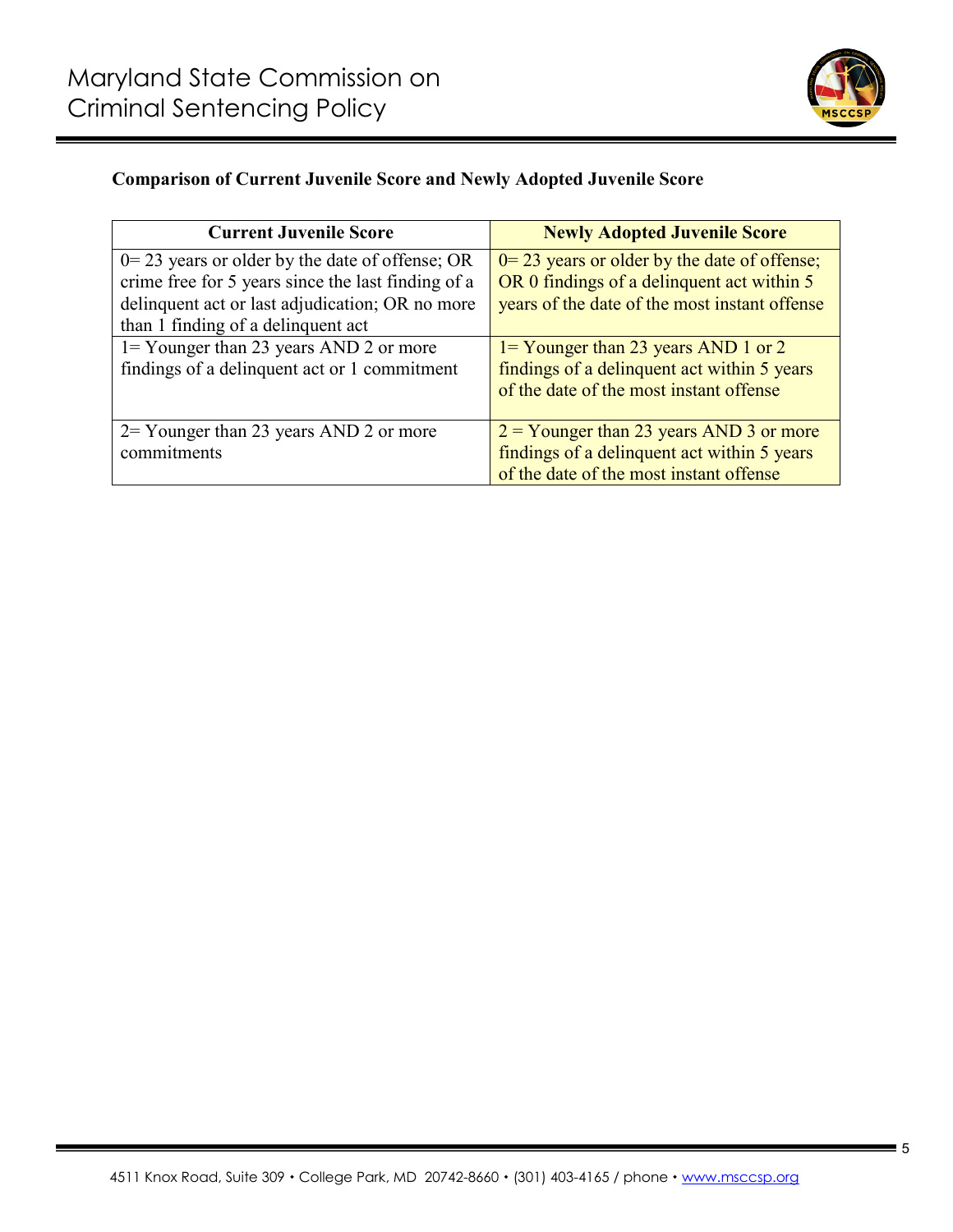# Maryland State Commission on Criminal Sentencing Policy

**Comparison of Current Juvenile Score and Newly Adopted Juvenile Score**

| Current Juvenile Score | Newly Adopted Juvenile Score |
|---|---|
| 0= 23 years or older by the date of offense; OR crime free for 5 years since the last finding of a delinquent act or last adjudication; OR no more than 1 finding of a delinquent act | 0= 23 years or older by the date of offense; OR 0 findings of a delinquent act within 5 years of the date of the most instant offense |
| 1= Younger than 23 years AND 2 or more findings of a delinquent act or 1 commitment | 1= Younger than 23 years AND 1 or 2 findings of a delinquent act within 5 years of the date of the most instant offense |
| 2= Younger than 23 years AND 2 or more commitments | 2 = Younger than 23 years AND 3 or more findings of a delinquent act within 5 years of the date of the most instant offense |